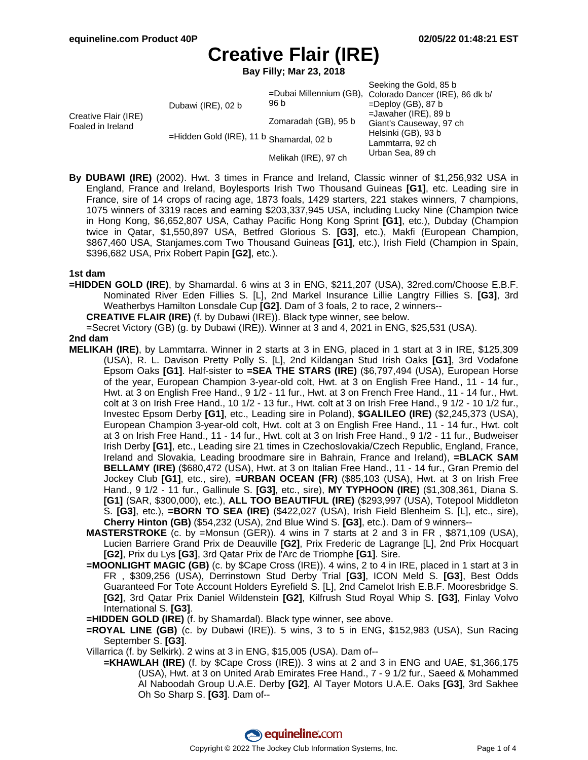# Creative Flair (IRE)

**Bay Filly; Mar 23, 2018**

| | | | |
|---|---|---|---|
| Creative Flair (IRE) Foaled in Ireland | Dubawi (IRE), 02 b | =Dubai Millennium (GB), 96 b | Seeking the Gold, 85 b |
| | | | Colorado Dancer (IRE), 86 dk b/ |
| | | Zomaradah (GB), 95 b | =Deploy (GB), 87 b |
| | | | =Jawaher (IRE), 89 b |
| | =Hidden Gold (IRE), 11 b | Shamardal, 02 b | Giant's Causeway, 97 ch |
| | | | Helsinki (GB), 93 b |
| | | Melikah (IRE), 97 ch | Lammtarra, 92 ch |
| | | | Urban Sea, 89 ch |

**By DUBAWI (IRE)** (2002). Hwt. 3 times in France and Ireland, Classic winner of $1,256,932 USA in England, France and Ireland, Boylesports Irish Two Thousand Guineas **[G1]**, etc. Leading sire in France, sire of 14 crops of racing age, 1873 foals, 1429 starters, 221 stakes winners, 7 champions, 1075 winners of 3319 races and earning $203,337,945 USA, including Lucky Nine (Champion twice in Hong Kong, $6,652,807 USA, Cathay Pacific Hong Kong Sprint **[G1]**, etc.), Dubday (Champion twice in Qatar, $1,550,897 USA, Betfred Glorious S. **[G3]**, etc.), Makfi (European Champion, $867,460 USA, Stanjames.com Two Thousand Guineas **[G1]**, etc.), Irish Field (Champion in Spain, $396,682 USA, Prix Robert Papin **[G2]**, etc.).

### 1st dam

**=HIDDEN GOLD (IRE)**, by Shamardal. 6 wins at 3 in ENG, $211,207 (USA), 32red.com/Choose E.B.F. Nominated River Eden Fillies S. [L], 2nd Markel Insurance Lillie Langtry Fillies S. **[G3]**, 3rd Weatherbys Hamilton Lonsdale Cup **[G2]**. Dam of 3 foals, 2 to race, 2 winners--

- **CREATIVE FLAIR (IRE)** (f. by Dubawi (IRE)). Black type winner, see below.
- =Secret Victory (GB) (g. by Dubawi (IRE)). Winner at 3 and 4, 2021 in ENG, $25,531 (USA).

### 2nd dam

**MELIKAH (IRE)**, by Lammtarra. Winner in 2 starts at 3 in ENG, placed in 1 start at 3 in IRE, $125,309 (USA), R. L. Davison Pretty Polly S. [L], 2nd Kildangan Stud Irish Oaks **[G1]**, 3rd Vodafone Epsom Oaks **[G1]**. Half-sister to **=SEA THE STARS (IRE)** ($6,797,494 (USA), European Horse of the year, European Champion 3-year-old colt, Hwt. at 3 on English Free Hand., 11 - 14 fur., Hwt. at 3 on English Free Hand., 9 1/2 - 11 fur., Hwt. at 3 on French Free Hand., 11 - 14 fur., Hwt. colt at 3 on Irish Free Hand., 10 1/2 - 13 fur., Hwt. colt at 3 on Irish Free Hand., 9 1/2 - 10 1/2 fur., Investec Epsom Derby **[G1]**, etc., Leading sire in Poland), **$GALILEO (IRE)** ($2,245,373 (USA), European Champion 3-year-old colt, Hwt. colt at 3 on English Free Hand., 11 - 14 fur., Hwt. colt at 3 on Irish Free Hand., 11 - 14 fur., Hwt. colt at 3 on Irish Free Hand., 9 1/2 - 11 fur., Budweiser Irish Derby **[G1]**, etc., Leading sire 21 times in Czechoslovakia/Czech Republic, England, France, Ireland and Slovakia, Leading broodmare sire in Bahrain, France and Ireland), **=BLACK SAM BELLAMY (IRE)** ($680,472 (USA), Hwt. at 3 on Italian Free Hand., 11 - 14 fur., Gran Premio del Jockey Club **[G1]**, etc., sire), **=URBAN OCEAN (FR)** ($85,103 (USA), Hwt. at 3 on Irish Free Hand., 9 1/2 - 11 fur., Gallinule S. **[G3]**, etc., sire), **MY TYPHOON (IRE)** ($1,308,361, Diana S. **[G1]** (SAR, $300,000), etc.), **ALL TOO BEAUTIFUL (IRE)** ($293,997 (USA), Totepool Middleton S. **[G3]**, etc.), **=BORN TO SEA (IRE)** ($422,027 (USA), Irish Field Blenheim S. [L], etc., sire), **Cherry Hinton (GB)** ($54,232 (USA), 2nd Blue Wind S. **[G3]**, etc.). Dam of 9 winners--

- **MASTERSTROKE** (c. by =Monsun (GER)). 4 wins in 7 starts at 2 and 3 in FR , $871,109 (USA), Lucien Barriere Grand Prix de Deauville **[G2]**, Prix Frederic de Lagrange [L], 2nd Prix Hocquart **[G2]**, Prix du Lys **[G3]**, 3rd Qatar Prix de l'Arc de Triomphe **[G1]**. Sire.
- **=MOONLIGHT MAGIC (GB)** (c. by $Cape Cross (IRE)). 4 wins, 2 to 4 in IRE, placed in 1 start at 3 in FR , $309,256 (USA), Derrinstown Stud Derby Trial **[G3]**, ICON Meld S. **[G3]**, Best Odds Guaranteed For Tote Account Holders Eyrefield S. [L], 2nd Camelot Irish E.B.F. Mooresbridge S. **[G2]**, 3rd Qatar Prix Daniel Wildenstein **[G2]**, Kilfrush Stud Royal Whip S. **[G3]**, Finlay Volvo International S. **[G3]**.
- **=HIDDEN GOLD (IRE)** (f. by Shamardal). Black type winner, see above.
- **=ROYAL LINE (GB)** (c. by Dubawi (IRE)). 5 wins, 3 to 5 in ENG, $152,983 (USA), Sun Racing September S. **[G3]**.
- Villarrica (f. by Selkirk). 2 wins at 3 in ENG, $15,005 (USA). Dam of--
  - **=KHAWLAH (IRE)** (f. by $Cape Cross (IRE)). 3 wins at 2 and 3 in ENG and UAE, $1,366,175 (USA), Hwt. at 3 on United Arab Emirates Free Hand., 7 - 9 1/2 fur., Saeed & Mohammed Al Naboodah Group U.A.E. Derby **[G2]**, Al Tayer Motors U.A.E. Oaks **[G3]**, 3rd Sakhee Oh So Sharp S. **[G3]**. Dam of--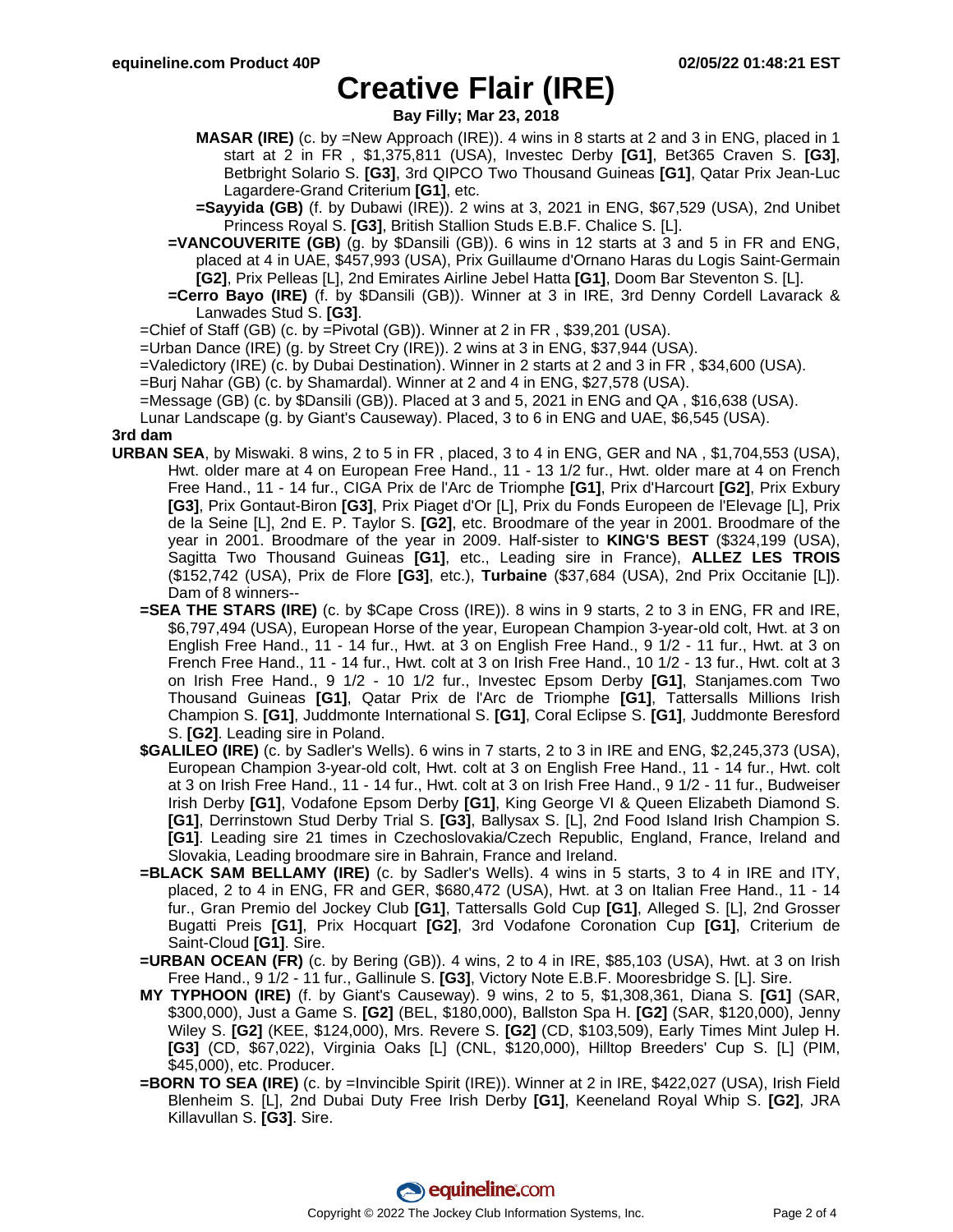# Creative Flair (IRE)

**Bay Filly; Mar 23, 2018**

**MASAR (IRE)** (c. by =New Approach (IRE)). 4 wins in 8 starts at 2 and 3 in ENG, placed in 1 start at 2 in FR , $1,375,811 (USA), Investec Derby **[G1]**, Bet365 Craven S. **[G3]**, Betbright Solario S. **[G3]**, 3rd QIPCO Two Thousand Guineas **[G1]**, Qatar Prix Jean-Luc Lagardere-Grand Criterium **[G1]**, etc.

**=Sayyida (GB)** (f. by Dubawi (IRE)). 2 wins at 3, 2021 in ENG, $67,529 (USA), 2nd Unibet Princess Royal S. **[G3]**, British Stallion Studs E.B.F. Chalice S. [L].

**=VANCOUVERITE (GB)** (g. by $Dansili (GB)). 6 wins in 12 starts at 3 and 5 in FR and ENG, placed at 4 in UAE, $457,993 (USA), Prix Guillaume d'Ornano Haras du Logis Saint-Germain **[G2]**, Prix Pelleas [L], 2nd Emirates Airline Jebel Hatta **[G1]**, Doom Bar Steventon S. [L].

**=Cerro Bayo (IRE)** (f. by $Dansili (GB)). Winner at 3 in IRE, 3rd Denny Cordell Lavarack & Lanwades Stud S. **[G3]**.

=Chief of Staff (GB) (c. by =Pivotal (GB)). Winner at 2 in FR , $39,201 (USA).

=Urban Dance (IRE) (g. by Street Cry (IRE)). 2 wins at 3 in ENG, $37,944 (USA).

=Valedictory (IRE) (c. by Dubai Destination). Winner in 2 starts at 2 and 3 in FR , $34,600 (USA).

=Burj Nahar (GB) (c. by Shamardal). Winner at 2 and 4 in ENG, $27,578 (USA).

=Message (GB) (c. by $Dansili (GB)). Placed at 3 and 5, 2021 in ENG and QA , $16,638 (USA).

Lunar Landscape (g. by Giant's Causeway). Placed, 3 to 6 in ENG and UAE, $6,545 (USA).

**3rd dam**

**URBAN SEA**, by Miswaki. 8 wins, 2 to 5 in FR , placed, 3 to 4 in ENG, GER and NA , $1,704,553 (USA), Hwt. older mare at 4 on European Free Hand., 11 - 13 1/2 fur., Hwt. older mare at 4 on French Free Hand., 11 - 14 fur., CIGA Prix de l'Arc de Triomphe **[G1]**, Prix d'Harcourt **[G2]**, Prix Exbury **[G3]**, Prix Gontaut-Biron **[G3]**, Prix Piaget d'Or [L], Prix du Fonds Europeen de l'Elevage [L], Prix de la Seine [L], 2nd E. P. Taylor S. **[G2]**, etc. Broodmare of the year in 2001. Broodmare of the year in 2001. Broodmare of the year in 2009. Half-sister to **KING'S BEST** ($324,199 (USA), Sagitta Two Thousand Guineas **[G1]**, etc., Leading sire in France), **ALLEZ LES TROIS** ($152,742 (USA), Prix de Flore **[G3]**, etc.), **Turbaine** ($37,684 (USA), 2nd Prix Occitanie [L]). Dam of 8 winners--

**=SEA THE STARS (IRE)** (c. by $Cape Cross (IRE)). 8 wins in 9 starts, 2 to 3 in ENG, FR and IRE, $6,797,494 (USA), European Horse of the year, European Champion 3-year-old colt, Hwt. at 3 on English Free Hand., 11 - 14 fur., Hwt. at 3 on English Free Hand., 9 1/2 - 11 fur., Hwt. at 3 on French Free Hand., 11 - 14 fur., Hwt. colt at 3 on Irish Free Hand., 10 1/2 - 13 fur., Hwt. colt at 3 on Irish Free Hand., 9 1/2 - 10 1/2 fur., Investec Epsom Derby **[G1]**, Stanjames.com Two Thousand Guineas **[G1]**, Qatar Prix de l'Arc de Triomphe **[G1]**, Tattersalls Millions Irish Champion S. **[G1]**, Juddmonte International S. **[G1]**, Coral Eclipse S. **[G1]**, Juddmonte Beresford S. **[G2]**. Leading sire in Poland.

**$GALILEO (IRE)** (c. by Sadler's Wells). 6 wins in 7 starts, 2 to 3 in IRE and ENG, $2,245,373 (USA), European Champion 3-year-old colt, Hwt. colt at 3 on English Free Hand., 11 - 14 fur., Hwt. colt at 3 on Irish Free Hand., 11 - 14 fur., Hwt. colt at 3 on Irish Free Hand., 9 1/2 - 11 fur., Budweiser Irish Derby **[G1]**, Vodafone Epsom Derby **[G1]**, King George VI & Queen Elizabeth Diamond S. **[G1]**, Derrinstown Stud Derby Trial S. **[G3]**, Ballysax S. [L], 2nd Food Island Irish Champion S. **[G1]**. Leading sire 21 times in Czechoslovakia/Czech Republic, England, France, Ireland and Slovakia, Leading broodmare sire in Bahrain, France and Ireland.

**=BLACK SAM BELLAMY (IRE)** (c. by Sadler's Wells). 4 wins in 5 starts, 3 to 4 in IRE and ITY, placed, 2 to 4 in ENG, FR and GER, $680,472 (USA), Hwt. at 3 on Italian Free Hand., 11 - 14 fur., Gran Premio del Jockey Club **[G1]**, Tattersalls Gold Cup **[G1]**, Alleged S. [L], 2nd Grosser Bugatti Preis **[G1]**, Prix Hocquart **[G2]**, 3rd Vodafone Coronation Cup **[G1]**, Criterium de Saint-Cloud **[G1]**. Sire.

**=URBAN OCEAN (FR)** (c. by Bering (GB)). 4 wins, 2 to 4 in IRE, $85,103 (USA), Hwt. at 3 on Irish Free Hand., 9 1/2 - 11 fur., Gallinule S. **[G3]**, Victory Note E.B.F. Mooresbridge S. [L]. Sire.

**MY TYPHOON (IRE)** (f. by Giant's Causeway). 9 wins, 2 to 5, $1,308,361, Diana S. **[G1]** (SAR, $300,000), Just a Game S. **[G2]** (BEL, $180,000), Ballston Spa H. **[G2]** (SAR, $120,000), Jenny Wiley S. **[G2]** (KEE, $124,000), Mrs. Revere S. **[G2]** (CD, $103,509), Early Times Mint Julep H. **[G3]** (CD, $67,022), Virginia Oaks [L] (CNL, $120,000), Hilltop Breeders' Cup S. [L] (PIM, $45,000), etc. Producer.

**=BORN TO SEA (IRE)** (c. by =Invincible Spirit (IRE)). Winner at 2 in IRE, $422,027 (USA), Irish Field Blenheim S. [L], 2nd Dubai Duty Free Irish Derby **[G1]**, Keeneland Royal Whip S. **[G2]**, JRA Killavullan S. **[G3]**. Sire.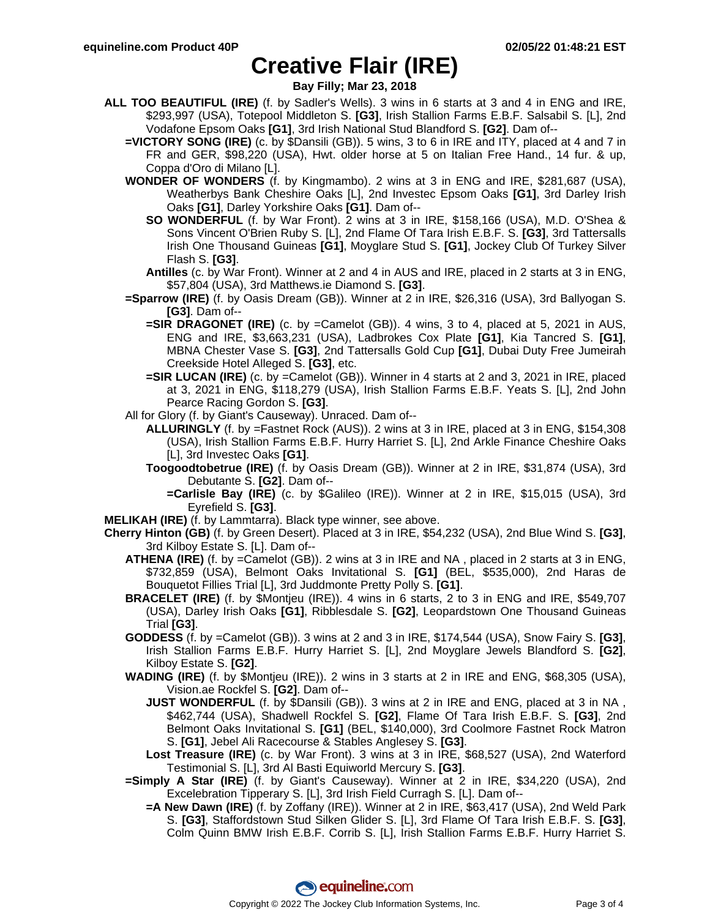# Creative Flair (IRE)

**Bay Filly; Mar 23, 2018**

**ALL TOO BEAUTIFUL (IRE)** (f. by Sadler's Wells). 3 wins in 6 starts at 3 and 4 in ENG and IRE, $293,997 (USA), Totepool Middleton S. **[G3]**, Irish Stallion Farms E.B.F. Salsabil S. [L], 2nd Vodafone Epsom Oaks **[G1]**, 3rd Irish National Stud Blandford S. **[G2]**. Dam of--

- **=VICTORY SONG (IRE)** (c. by $Dansili (GB)). 5 wins, 3 to 6 in IRE and ITY, placed at 4 and 7 in FR and GER, $98,220 (USA), Hwt. older horse at 5 on Italian Free Hand., 14 fur. & up, Coppa d'Oro di Milano [L].
- **WONDER OF WONDERS** (f. by Kingmambo). 2 wins at 3 in ENG and IRE, $281,687 (USA), Weatherbys Bank Cheshire Oaks [L], 2nd Investec Epsom Oaks **[G1]**, 3rd Darley Irish Oaks **[G1]**, Darley Yorkshire Oaks **[G1]**. Dam of--
  - **SO WONDERFUL** (f. by War Front). 2 wins at 3 in IRE, $158,166 (USA), M.D. O'Shea & Sons Vincent O'Brien Ruby S. [L], 2nd Flame Of Tara Irish E.B.F. S. **[G3]**, 3rd Tattersalls Irish One Thousand Guineas **[G1]**, Moyglare Stud S. **[G1]**, Jockey Club Of Turkey Silver Flash S. **[G3]**.
  - **Antilles** (c. by War Front). Winner at 2 and 4 in AUS and IRE, placed in 2 starts at 3 in ENG, $57,804 (USA), 3rd Matthews.ie Diamond S. **[G3]**.
- **=Sparrow (IRE)** (f. by Oasis Dream (GB)). Winner at 2 in IRE, $26,316 (USA), 3rd Ballyogan S. **[G3]**. Dam of--
  - **=SIR DRAGONET (IRE)** (c. by =Camelot (GB)). 4 wins, 3 to 4, placed at 5, 2021 in AUS, ENG and IRE, $3,663,231 (USA), Ladbrokes Cox Plate **[G1]**, Kia Tancred S. **[G1]**, MBNA Chester Vase S. **[G3]**, 2nd Tattersalls Gold Cup **[G1]**, Dubai Duty Free Jumeirah Creekside Hotel Alleged S. **[G3]**, etc.
  - **=SIR LUCAN (IRE)** (c. by =Camelot (GB)). Winner in 4 starts at 2 and 3, 2021 in IRE, placed at 3, 2021 in ENG, $118,279 (USA), Irish Stallion Farms E.B.F. Yeats S. [L], 2nd John Pearce Racing Gordon S. **[G3]**.
- All for Glory (f. by Giant's Causeway). Unraced. Dam of--
  - **ALLURINGLY** (f. by =Fastnet Rock (AUS)). 2 wins at 3 in IRE, placed at 3 in ENG, $154,308 (USA), Irish Stallion Farms E.B.F. Hurry Harriet S. [L], 2nd Arkle Finance Cheshire Oaks [L], 3rd Investec Oaks **[G1]**.
  - **Toogoodtobetrue (IRE)** (f. by Oasis Dream (GB)). Winner at 2 in IRE, $31,874 (USA), 3rd Debutante S. **[G2]**. Dam of--
    - **=Carlisle Bay (IRE)** (c. by $Galileo (IRE)). Winner at 2 in IRE, $15,015 (USA), 3rd Eyrefield S. **[G3]**.

**MELIKAH (IRE)** (f. by Lammtarra). Black type winner, see above.

**Cherry Hinton (GB)** (f. by Green Desert). Placed at 3 in IRE, $54,232 (USA), 2nd Blue Wind S. **[G3]**, 3rd Kilboy Estate S. [L]. Dam of--

- **ATHENA (IRE)** (f. by =Camelot (GB)). 2 wins at 3 in IRE and NA , placed in 2 starts at 3 in ENG, $732,859 (USA), Belmont Oaks Invitational S. **[G1]** (BEL, $535,000), 2nd Haras de Bouquetot Fillies Trial [L], 3rd Juddmonte Pretty Polly S. **[G1]**.
- **BRACELET (IRE)** (f. by $Montjeu (IRE)). 4 wins in 6 starts, 2 to 3 in ENG and IRE, $549,707 (USA), Darley Irish Oaks **[G1]**, Ribblesdale S. **[G2]**, Leopardstown One Thousand Guineas Trial **[G3]**.
- **GODDESS** (f. by =Camelot (GB)). 3 wins at 2 and 3 in IRE, $174,544 (USA), Snow Fairy S. **[G3]**, Irish Stallion Farms E.B.F. Hurry Harriet S. [L], 2nd Moyglare Jewels Blandford S. **[G2]**, Kilboy Estate S. **[G2]**.
- **WADING (IRE)** (f. by $Montjeu (IRE)). 2 wins in 3 starts at 2 in IRE and ENG, $68,305 (USA), Vision.ae Rockfel S. **[G2]**. Dam of--
  - **JUST WONDERFUL** (f. by $Dansili (GB)). 3 wins at 2 in IRE and ENG, placed at 3 in NA , $462,744 (USA), Shadwell Rockfel S. **[G2]**, Flame Of Tara Irish E.B.F. S. **[G3]**, 2nd Belmont Oaks Invitational S. **[G1]** (BEL, $140,000), 3rd Coolmore Fastnet Rock Matron S. **[G1]**, Jebel Ali Racecourse & Stables Anglesey S. **[G3]**.
  - **Lost Treasure (IRE)** (c. by War Front). 3 wins at 3 in IRE, $68,527 (USA), 2nd Waterford Testimonial S. [L], 3rd Al Basti Equiworld Mercury S. **[G3]**.
- **=Simply A Star (IRE)** (f. by Giant's Causeway). Winner at 2 in IRE, $34,220 (USA), 2nd Excelebration Tipperary S. [L], 3rd Irish Field Curragh S. [L]. Dam of--
  - **=A New Dawn (IRE)** (f. by Zoffany (IRE)). Winner at 2 in IRE, $63,417 (USA), 2nd Weld Park S. **[G3]**, Staffordstown Stud Silken Glider S. [L], 3rd Flame Of Tara Irish E.B.F. S. **[G3]**, Colm Quinn BMW Irish E.B.F. Corrib S. [L], Irish Stallion Farms E.B.F. Hurry Harriet S.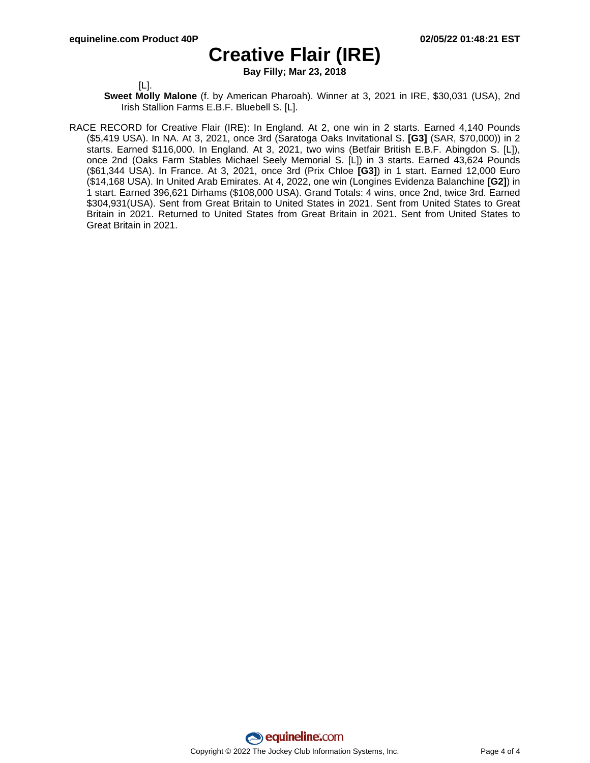[L].

**Sweet Molly Malone** (f. by American Pharoah). Winner at 3, 2021 in IRE, $30,031 (USA), 2nd Irish Stallion Farms E.B.F. Bluebell S. [L].

RACE RECORD for Creative Flair (IRE): In England. At 2, one win in 2 starts. Earned 4,140 Pounds ($5,419 USA). In NA. At 3, 2021, once 3rd (Saratoga Oaks Invitational S. **[G3]** (SAR, $70,000)) in 2 starts. Earned $116,000. In England. At 3, 2021, two wins (Betfair British E.B.F. Abingdon S. [L]), once 2nd (Oaks Farm Stables Michael Seely Memorial S. [L]) in 3 starts. Earned 43,624 Pounds ($61,344 USA). In France. At 3, 2021, once 3rd (Prix Chloe **[G3]**) in 1 start. Earned 12,000 Euro ($14,168 USA). In United Arab Emirates. At 4, 2022, one win (Longines Evidenza Balanchine **[G2]**) in 1 start. Earned 396,621 Dirhams ($108,000 USA). Grand Totals: 4 wins, once 2nd, twice 3rd. Earned $304,931(USA). Sent from Great Britain to United States in 2021. Sent from United States to Great Britain in 2021. Returned to United States from Great Britain in 2021. Sent from United States to Great Britain in 2021.